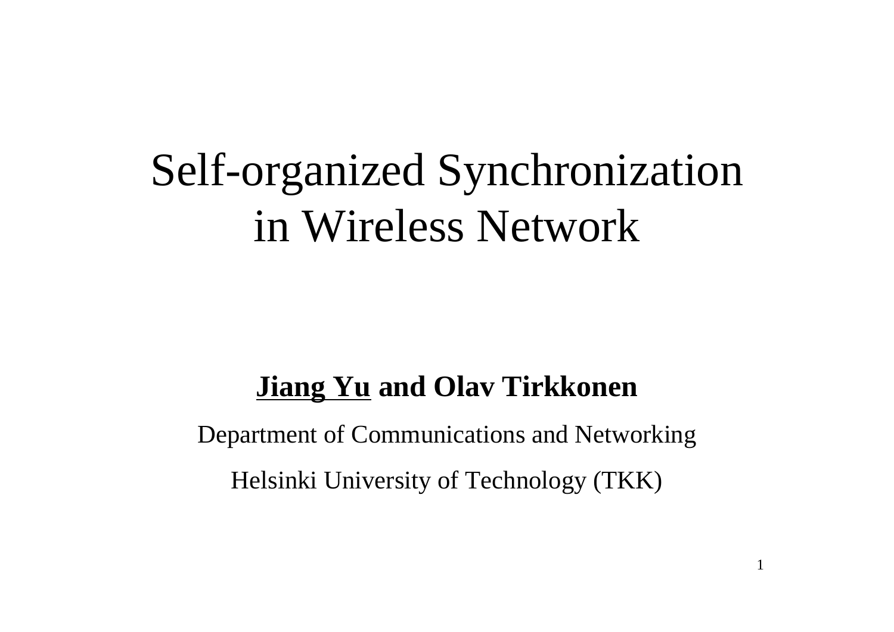# Self-organized Synchronization in Wireless Network

**<u>Jiang Yu</u> and Olav Tirkkonen**

Department of Communications and Networking

Helsinki University of Technology (TKK)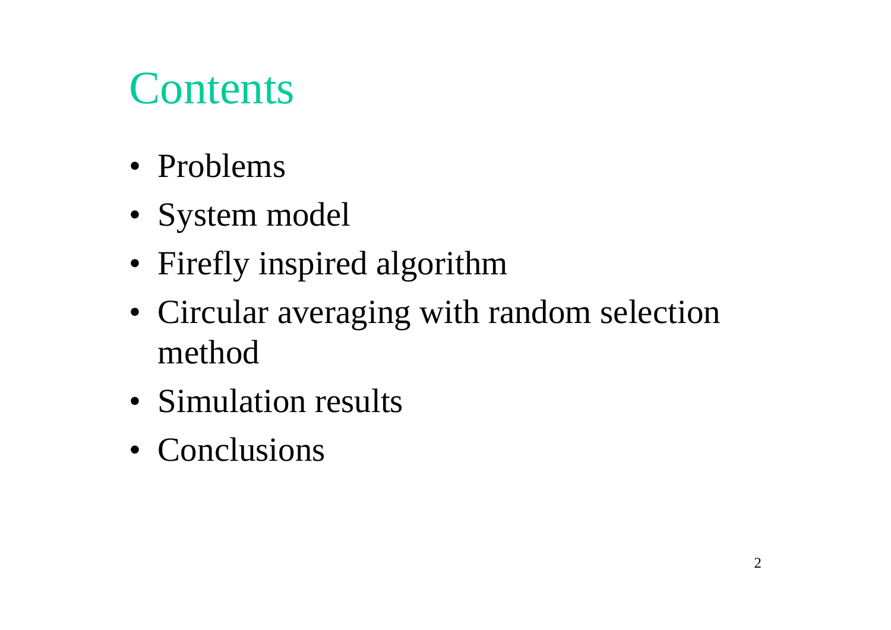# Contents

- Problems
- System model
- Firefly inspired algorithm
- Circular averaging with random selection method
- Simulation results
- Conclusions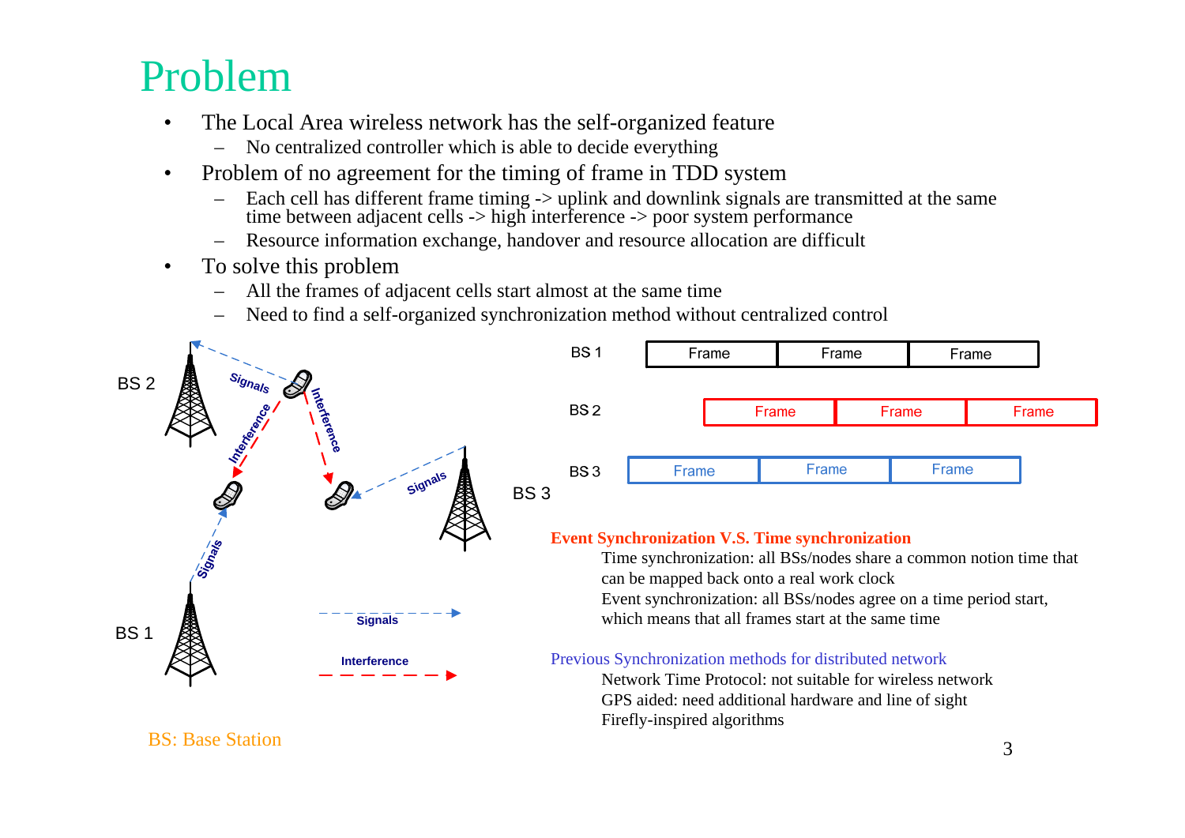# Problem

- The Local Area wireless network has the self-organized feature
  - No centralized controller which is able to decide everything
- Problem of no agreement for the timing of frame in TDD system
  - Each cell has different frame timing -> uplink and downlink signals are transmitted at the same time between adjacent cells -> high interference -> poor system performance
  - Resource information exchange, handover and resource allocation are difficult
- To solve this problem
  - All the frames of adjacent cells start almost at the same time
  - Need to find a self-organized synchronization method without centralized control

BS 2 | BS 3 | BS 1 | Signals | Interference

| BS 1 | Frame | Frame | Frame |
|---|---|---|---|
| BS 2 | Frame | Frame | Frame |
| BS 3 | Frame | Frame | Frame |

**Event Synchronization V.S. Time synchronization**

Time synchronization: all BSs/nodes share a common notion time that can be mapped back onto a real work clock

Event synchronization: all BSs/nodes agree on a time period start, which means that all frames start at the same time

Previous Synchronization methods for distributed network

Network Time Protocol: not suitable for wireless network

GPS aided: need additional hardware and line of sight

Firefly-inspired algorithms

BS: Base Station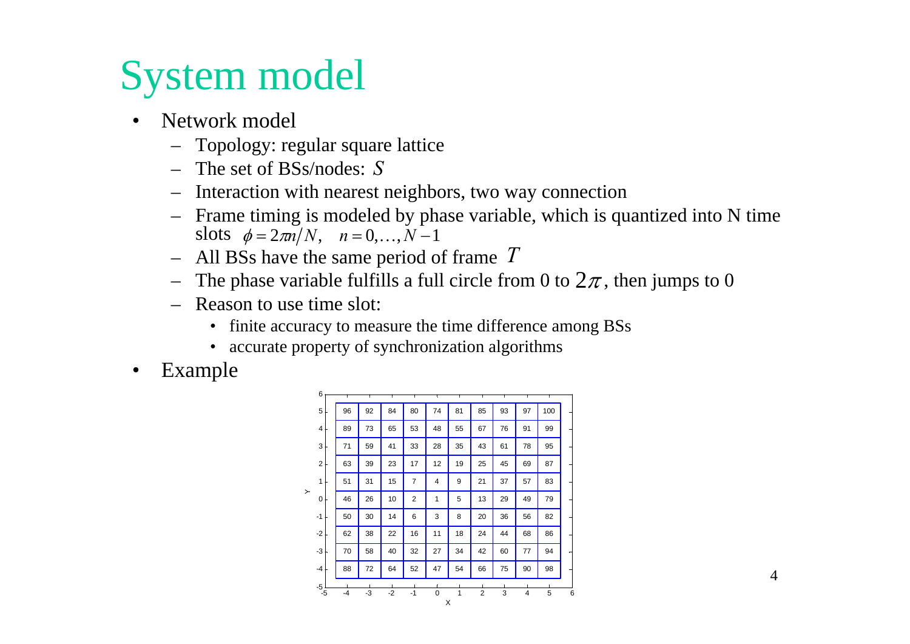# System model

- Network model
  - Topology: regular square lattice
  - The set of BSs/nodes: $S$
  - Interaction with nearest neighbors, two way connection
  - Frame timing is modeled by phase variable, which is quantized into N time slots $\phi = 2\pi n/N, \quad n = 0,\ldots,N-1$
  - All BSs have the same period of frame $T$
  - The phase variable fulfills a full circle from 0 to $2\pi$, then jumps to 0
  - Reason to use time slot:
    - finite accuracy to measure the time difference among BSs
    - accurate property of synchronization algorithms
- Example

| Y \ X | -4 | -3 | -2 | -1 | 0 | 1 | 2 | 3 | 4 | 5 |
|---|---|---|---|---|---|---|---|---|---|---|
| 5 | 96 | 92 | 84 | 80 | 74 | 81 | 85 | 93 | 97 | 100 |
| 4 | 89 | 73 | 65 | 53 | 48 | 55 | 67 | 76 | 91 | 99 |
| 3 | 71 | 59 | 41 | 33 | 28 | 35 | 43 | 61 | 78 | 95 |
| 2 | 63 | 39 | 23 | 17 | 12 | 19 | 25 | 45 | 69 | 87 |
| 1 | 51 | 31 | 15 | 7 | 4 | 9 | 21 | 37 | 57 | 83 |
| 0 | 46 | 26 | 10 | 2 | 1 | 5 | 13 | 29 | 49 | 79 |
| -1 | 50 | 30 | 14 | 6 | 3 | 8 | 20 | 36 | 56 | 82 |
| -2 | 62 | 38 | 22 | 16 | 11 | 18 | 24 | 44 | 68 | 86 |
| -3 | 70 | 58 | 40 | 32 | 27 | 34 | 42 | 60 | 77 | 94 |
| -4 | 88 | 72 | 64 | 52 | 47 | 54 | 66 | 75 | 90 | 98 |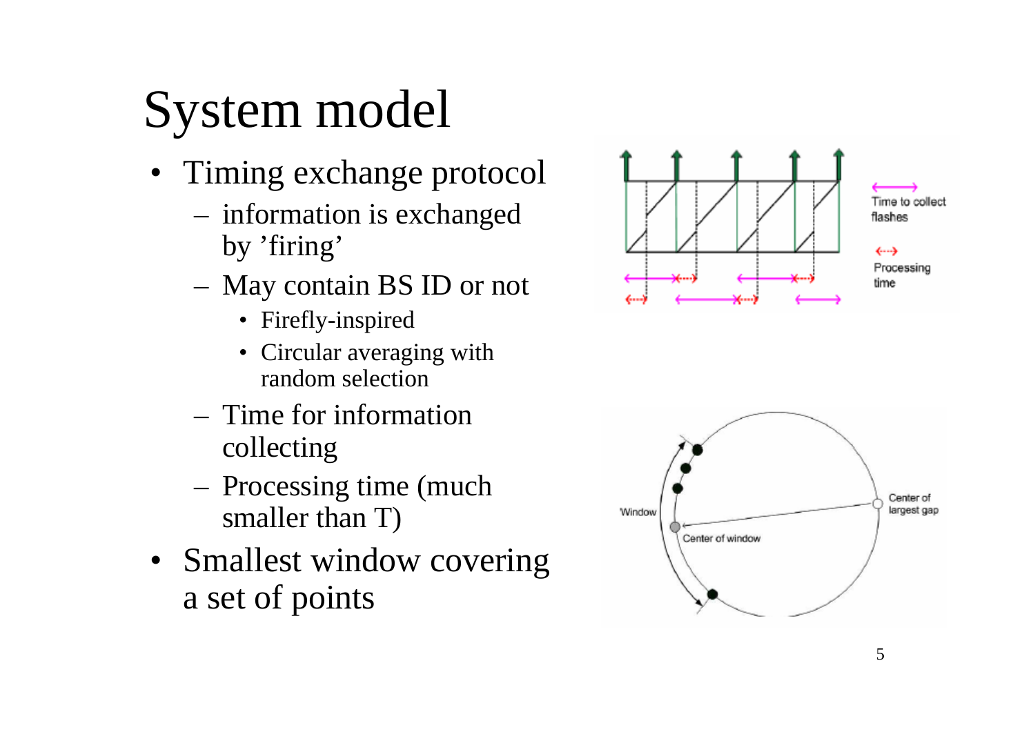# System model

- Timing exchange protocol
  - information is exchanged by 'firing'
  - May contain BS ID or not
    - Firefly-inspired
    - Circular averaging with random selection
  - Time for information collecting
  - Processing time (much smaller than T)
- Smallest window covering a set of points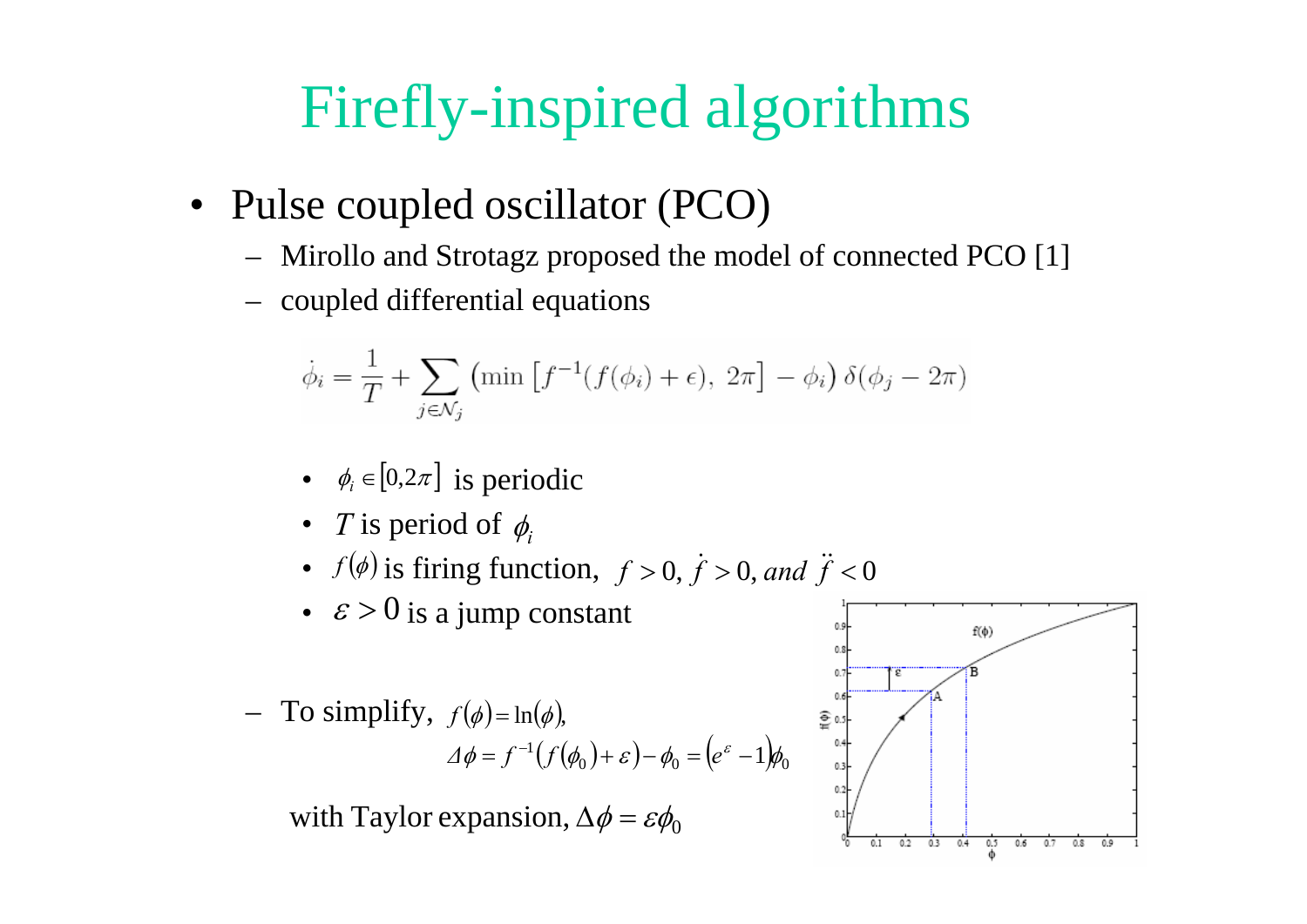# Firefly-inspired algorithms

- Pulse coupled oscillator (PCO)
  - Mirollo and Strotagz proposed the model of connected PCO [1]
  - coupled differential equations

$$\dot{\phi}_i = \frac{1}{T} + \sum_{j \in \mathcal{N}_j} \left( \min \left[ f^{-1}(f(\phi_i) + \epsilon),\ 2\pi \right] - \phi_i \right) \delta(\phi_j - 2\pi)$$

- $\phi_i \in [0, 2\pi]$ is periodic
- $T$ is period of $\phi_i$
- $f(\phi)$ is firing function, $f > 0,\ \dot{f} > 0,\ and\ \ddot{f} < 0$
- $\varepsilon > 0$ is a jump constant

  - To simplify, $f(\phi) = \ln(\phi)$,

$$\Delta\phi = f^{-1}(f(\phi_0) + \varepsilon) - \phi_0 = (e^{\varepsilon} - 1)\phi_0$$

with Taylor expansion, $\Delta\phi = \varepsilon\phi_0$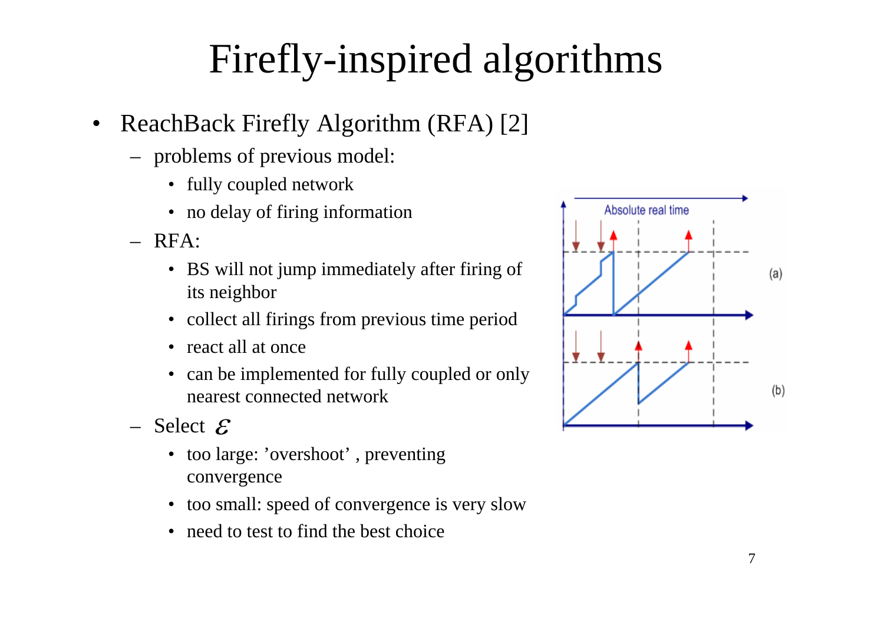# Firefly-inspired algorithms

- ReachBack Firefly Algorithm (RFA) [2]
  - problems of previous model:
    - fully coupled network
    - no delay of firing information
  - RFA:
    - BS will not jump immediately after firing of its neighbor
    - collect all firings from previous time period
    - react all at once
    - can be implemented for fully coupled or only nearest connected network
  - Select $\varepsilon$
    - too large: 'overshoot' , preventing convergence
    - too small: speed of convergence is very slow
    - need to test to find the best choice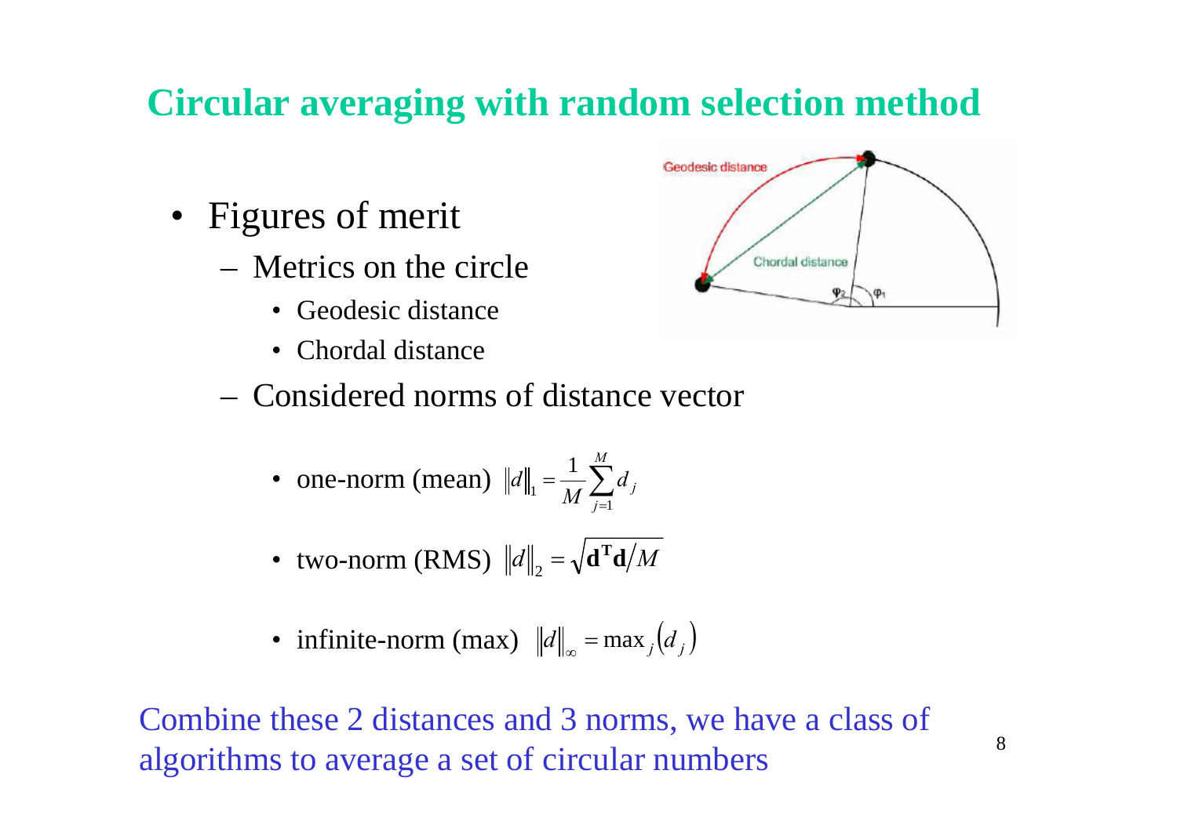# Circular averaging with random selection method

- Figures of merit
  - Metrics on the circle
    - Geodesic distance
    - Chordal distance
  - Considered norms of distance vector
    - one-norm (mean) $\|d\|_1 = \frac{1}{M}\sum_{j=1}^{M} d_j$
    - two-norm (RMS) $\|d\|_2 = \sqrt{\mathbf{d}^{\mathrm{T}}\mathbf{d}/M}$
    - infinite-norm (max) $\|d\|_\infty = \max_j(d_j)$

Combine these 2 distances and 3 norms, we have a class of algorithms to average a set of circular numbers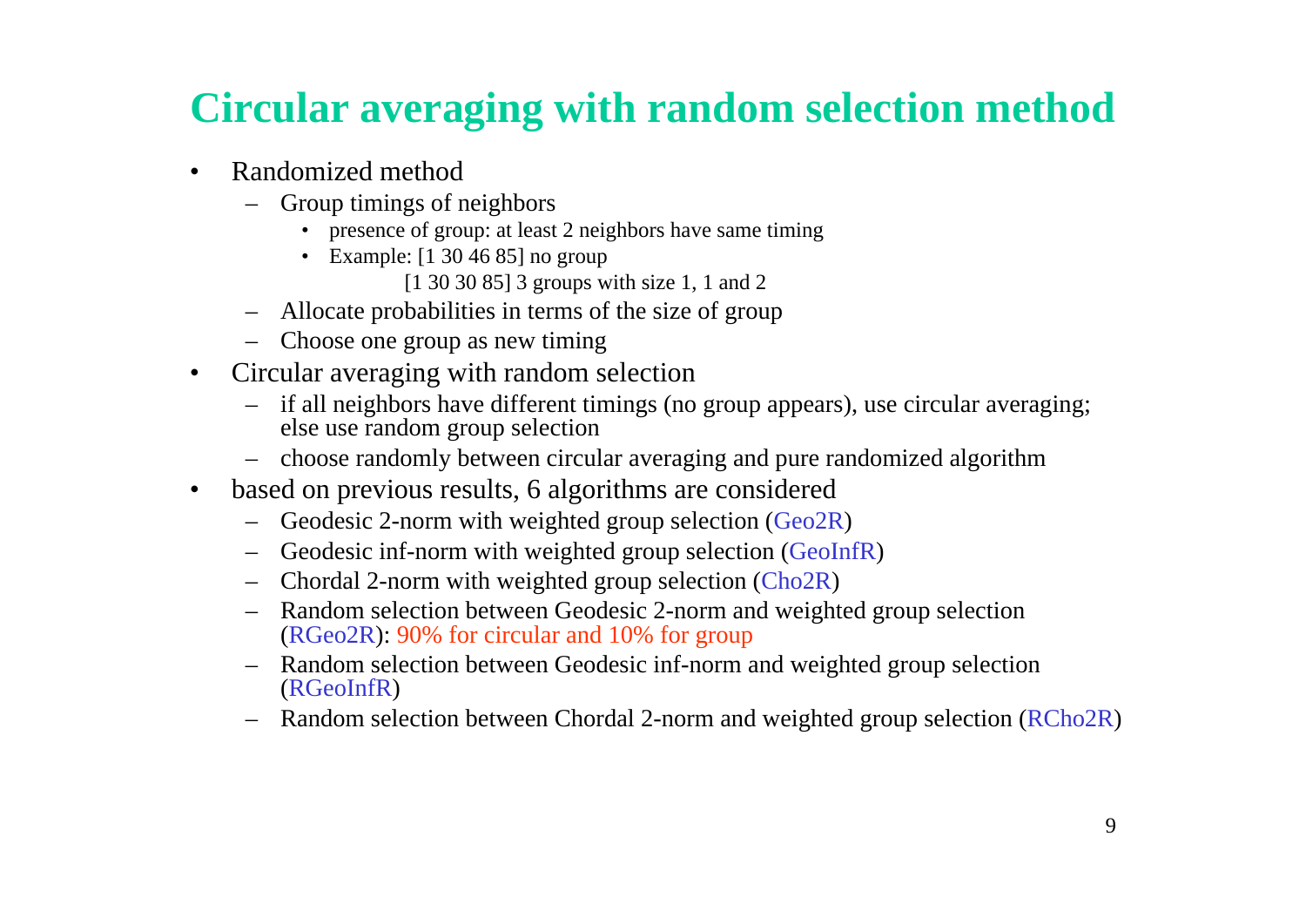# Circular averaging with random selection method

- Randomized method
  - Group timings of neighbors
    - presence of group: at least 2 neighbors have same timing
    - Example: [1 30 46 85] no group
      
      [1 30 30 85] 3 groups with size 1, 1 and 2
  - Allocate probabilities in terms of the size of group
  - Choose one group as new timing
- Circular averaging with random selection
  - if all neighbors have different timings (no group appears), use circular averaging; else use random group selection
  - choose randomly between circular averaging and pure randomized algorithm
- based on previous results, 6 algorithms are considered
  - Geodesic 2-norm with weighted group selection (Geo2R)
  - Geodesic inf-norm with weighted group selection (GeoInfR)
  - Chordal 2-norm with weighted group selection (Cho2R)
  - Random selection between Geodesic 2-norm and weighted group selection (RGeo2R): 90% for circular and 10% for group
  - Random selection between Geodesic inf-norm and weighted group selection (RGeoInfR)
  - Random selection between Chordal 2-norm and weighted group selection (RCho2R)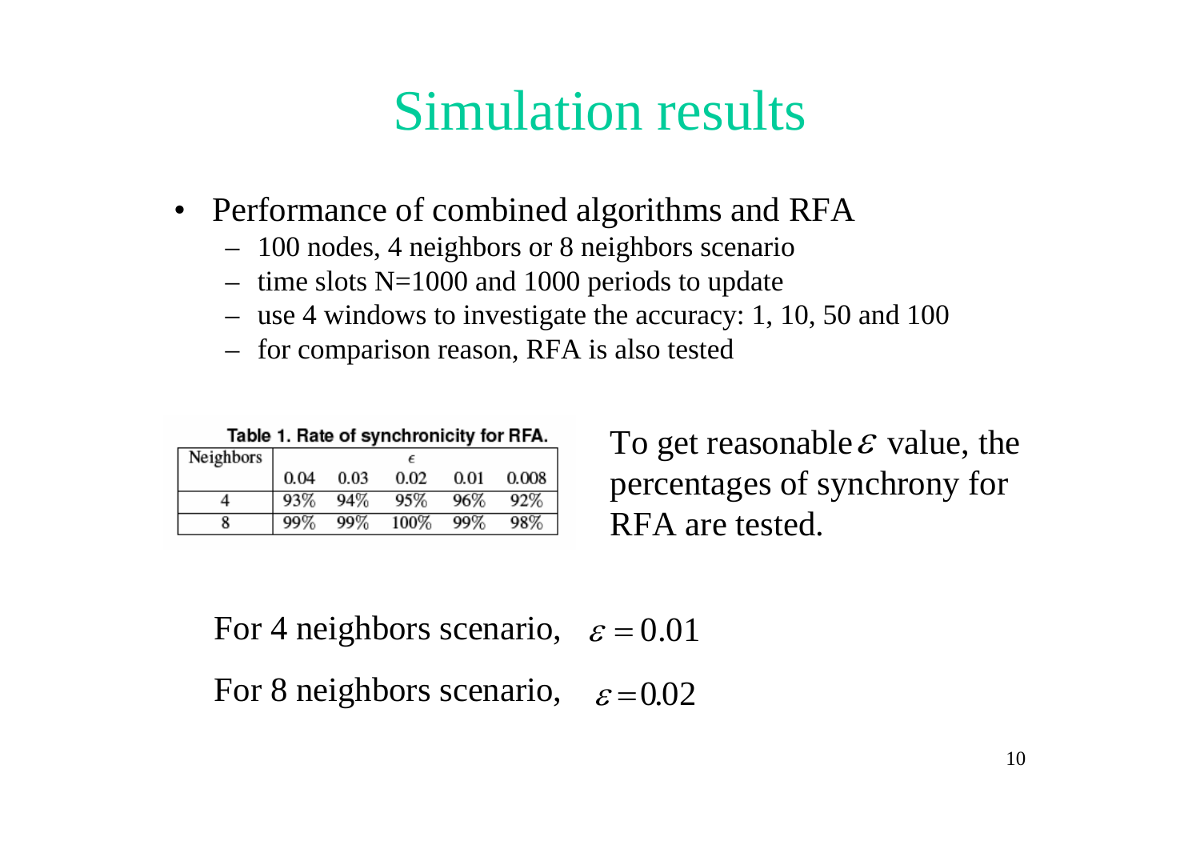# Simulation results

- Performance of combined algorithms and RFA
  - 100 nodes, 4 neighbors or 8 neighbors scenario
  - time slots N=1000 and 1000 periods to update
  - use 4 windows to investigate the accuracy: 1, 10, 50 and 100
  - for comparison reason, RFA is also tested

**Table 1. Rate of synchronicity for RFA.**

| Neighbors | $\epsilon$ | | | | |
|---|---|---|---|---|---|
| | 0.04 | 0.03 | 0.02 | 0.01 | 0.008 |
| 4 | 93% | 94% | 95% | 96% | 92% |
| 8 | 99% | 99% | 100% | 99% | 98% |

To get reasonable $\varepsilon$ value, the percentages of synchrony for RFA are tested.

For 4 neighbors scenario, $\varepsilon = 0.01$

For 8 neighbors scenario, $\varepsilon = 0.02$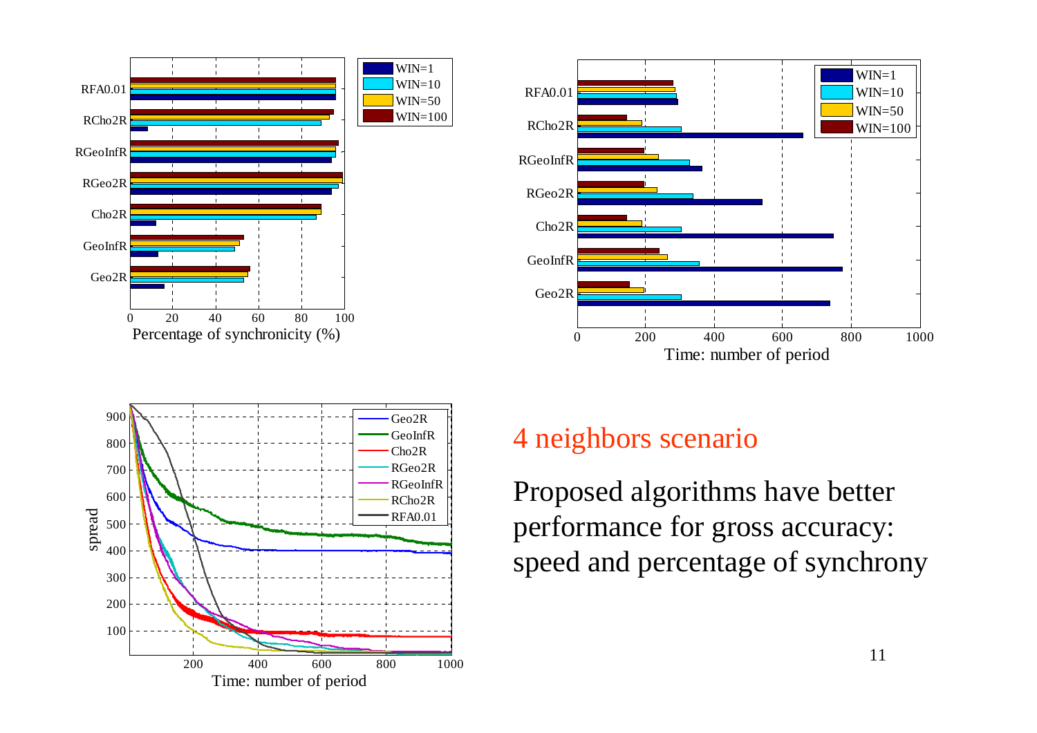## 4 neighbors scenario

Proposed algorithms have better performance for gross accuracy: speed and percentage of synchrony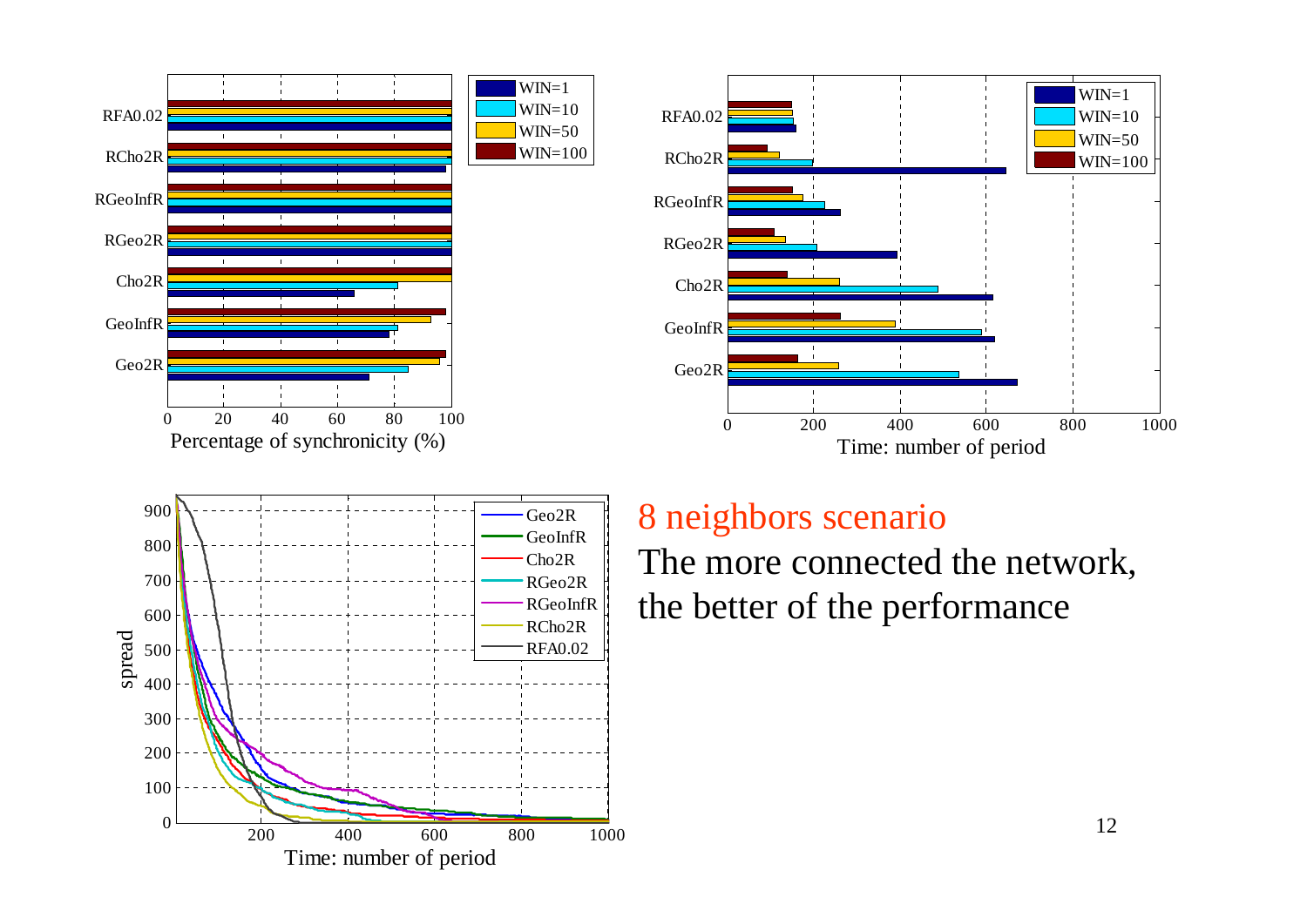## 8 neighbors scenario

The more connected the network, the better of the performance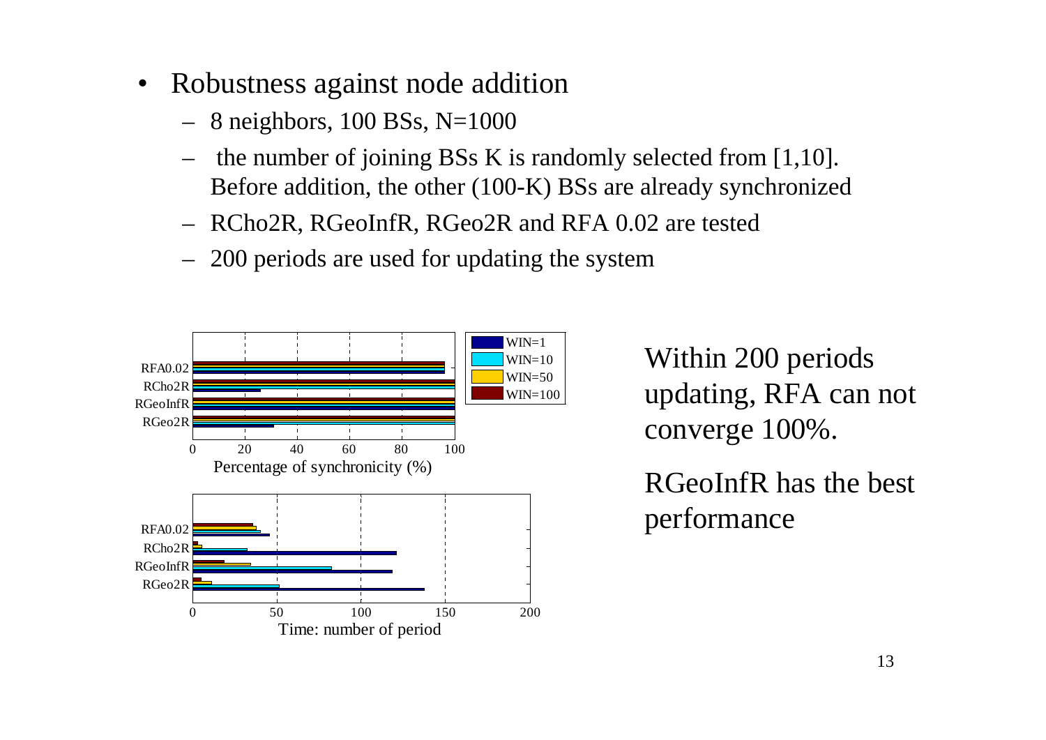- Robustness against node addition
  - 8 neighbors, 100 BSs, N=1000
  - the number of joining BSs K is randomly selected from [1,10]. Before addition, the other (100-K) BSs are already synchronized
  - RCho2R, RGeoInfR, RGeo2R and RFA 0.02 are tested
  - 200 periods are used for updating the system

Within 200 periods updating, RFA can not converge 100%.

RGeoInfR has the best performance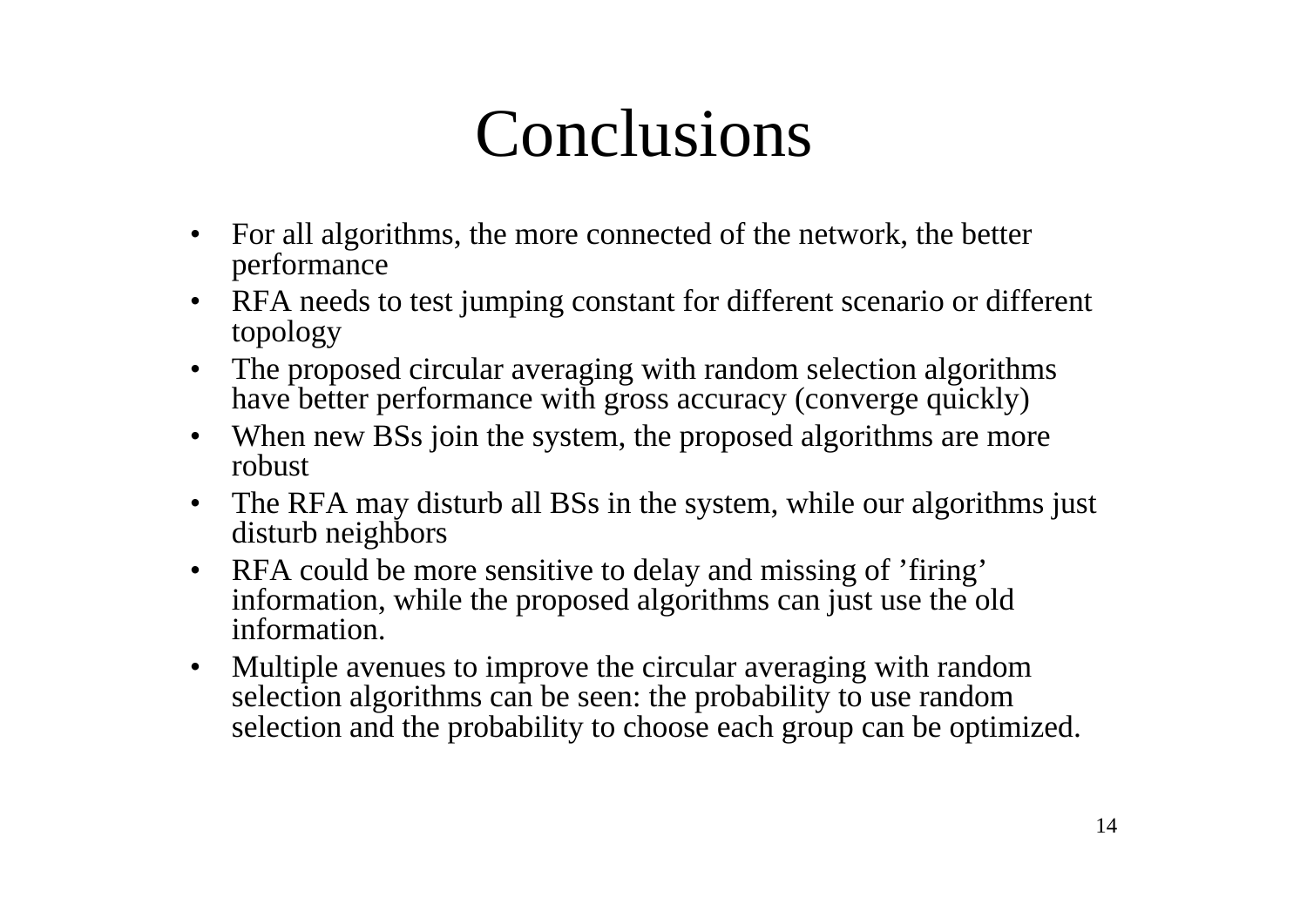# Conclusions

- For all algorithms, the more connected of the network, the better performance
- RFA needs to test jumping constant for different scenario or different topology
- The proposed circular averaging with random selection algorithms have better performance with gross accuracy (converge quickly)
- When new BSs join the system, the proposed algorithms are more robust
- The RFA may disturb all BSs in the system, while our algorithms just disturb neighbors
- RFA could be more sensitive to delay and missing of ’firing’ information, while the proposed algorithms can just use the old information.
- Multiple avenues to improve the circular averaging with random selection algorithms can be seen: the probability to use random selection and the probability to choose each group can be optimized.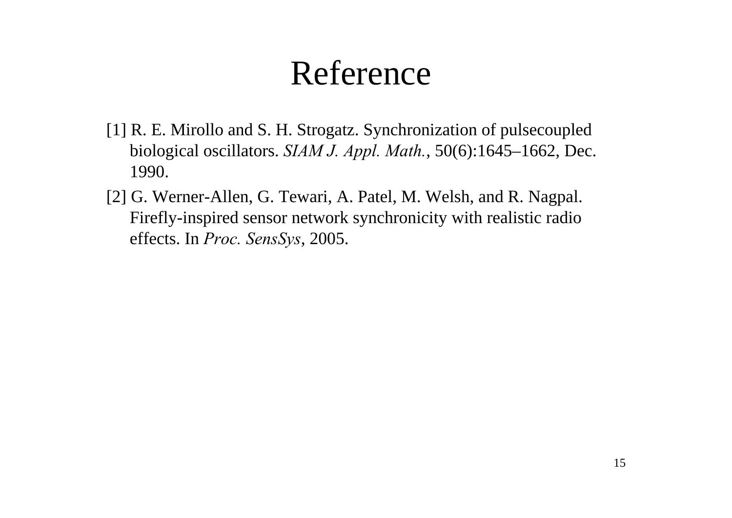# Reference

[1] R. E. Mirollo and S. H. Strogatz. Synchronization of pulsecoupled biological oscillators. *SIAM J. Appl. Math.*, 50(6):1645–1662, Dec. 1990.

[2] G. Werner-Allen, G. Tewari, A. Patel, M. Welsh, and R. Nagpal. Firefly-inspired sensor network synchronicity with realistic radio effects. In *Proc. SensSys*, 2005.